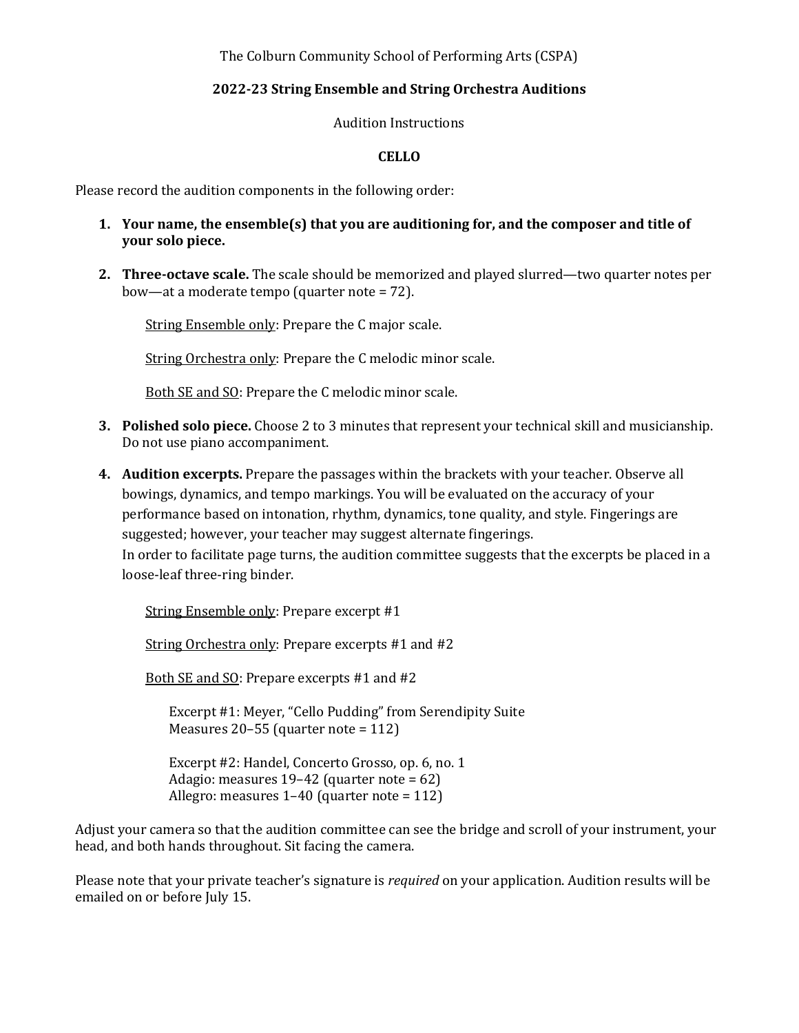The Colburn Community School of Performing Arts (CSPA)

**2022-23 String Ensemble and String Orchestra Auditions**

Audition Instructions

**CELLO**

Please record the audition components in the following order:

1. **Your name, the ensemble(s) that you are auditioning for, and the composer and title of your solo piece.**

2. **Three-octave scale.** The scale should be memorized and played slurred—two quarter notes per bow—at a moderate tempo (quarter note = 72).

   String Ensemble only: Prepare the C major scale.

   String Orchestra only: Prepare the C melodic minor scale.

   Both SE and SO: Prepare the C melodic minor scale.

3. **Polished solo piece.** Choose 2 to 3 minutes that represent your technical skill and musicianship. Do not use piano accompaniment.

4. **Audition excerpts.** Prepare the passages within the brackets with your teacher. Observe all bowings, dynamics, and tempo markings. You will be evaluated on the accuracy of your performance based on intonation, rhythm, dynamics, tone quality, and style. Fingerings are suggested; however, your teacher may suggest alternate fingerings.
   In order to facilitate page turns, the audition committee suggests that the excerpts be placed in a loose-leaf three-ring binder.

   String Ensemble only: Prepare excerpt #1

   String Orchestra only: Prepare excerpts #1 and #2

   Both SE and SO: Prepare excerpts #1 and #2

   Excerpt #1: Meyer, "Cello Pudding" from Serendipity Suite
   Measures 20–55 (quarter note = 112)

   Excerpt #2: Handel, Concerto Grosso, op. 6, no. 1
   Adagio: measures 19–42 (quarter note = 62)
   Allegro: measures 1–40 (quarter note = 112)

Adjust your camera so that the audition committee can see the bridge and scroll of your instrument, your head, and both hands throughout. Sit facing the camera.

Please note that your private teacher's signature is *required* on your application. Audition results will be emailed on or before July 15.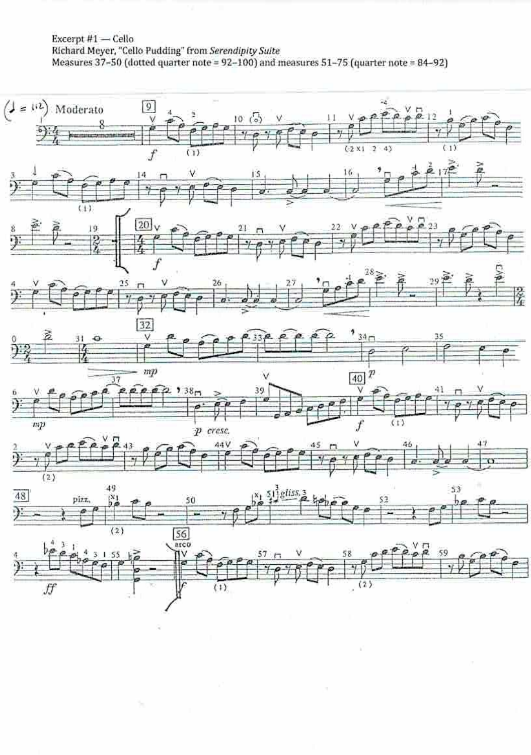Excerpt #1 — Cello

Richard Meyer, "Cello Pudding" from *Serendipity Suite*

Measures 37–50 (dotted quarter note = 92–100) and measures 51–75 (quarter note = 84–92)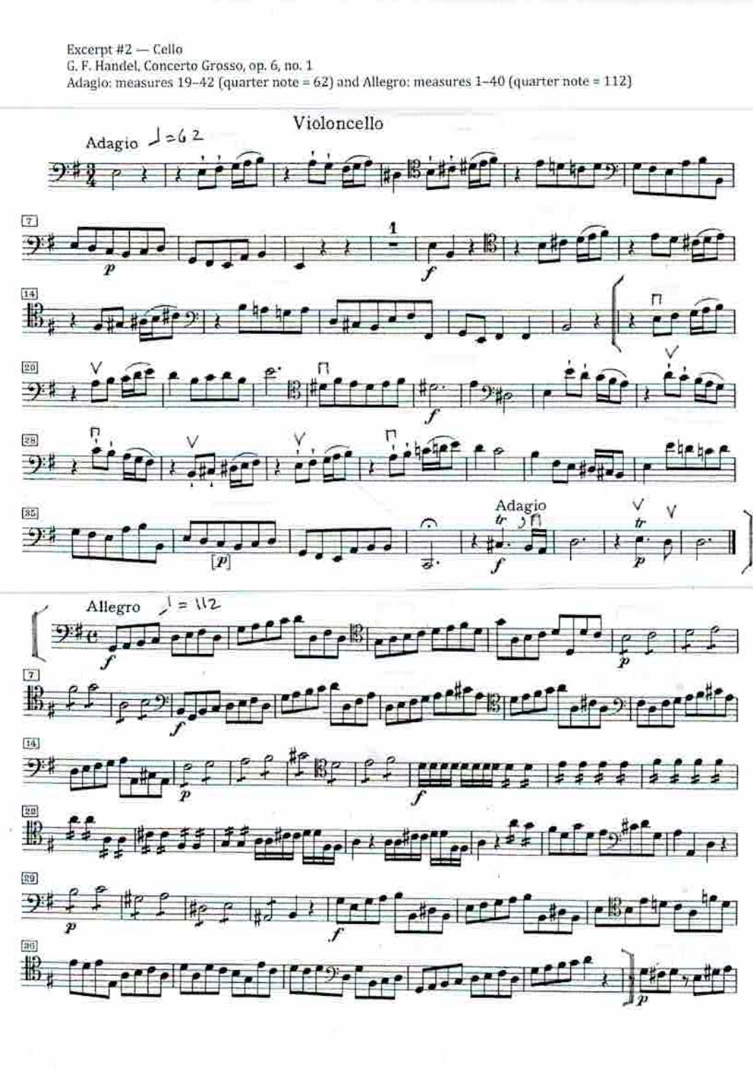Excerpt #2 — Cello
G. F. Handel, Concerto Grosso, op. 6, no. 1
Adagio: measures 19–42 (quarter note = 62) and Allegro: measures 1–40 (quarter note = 112)